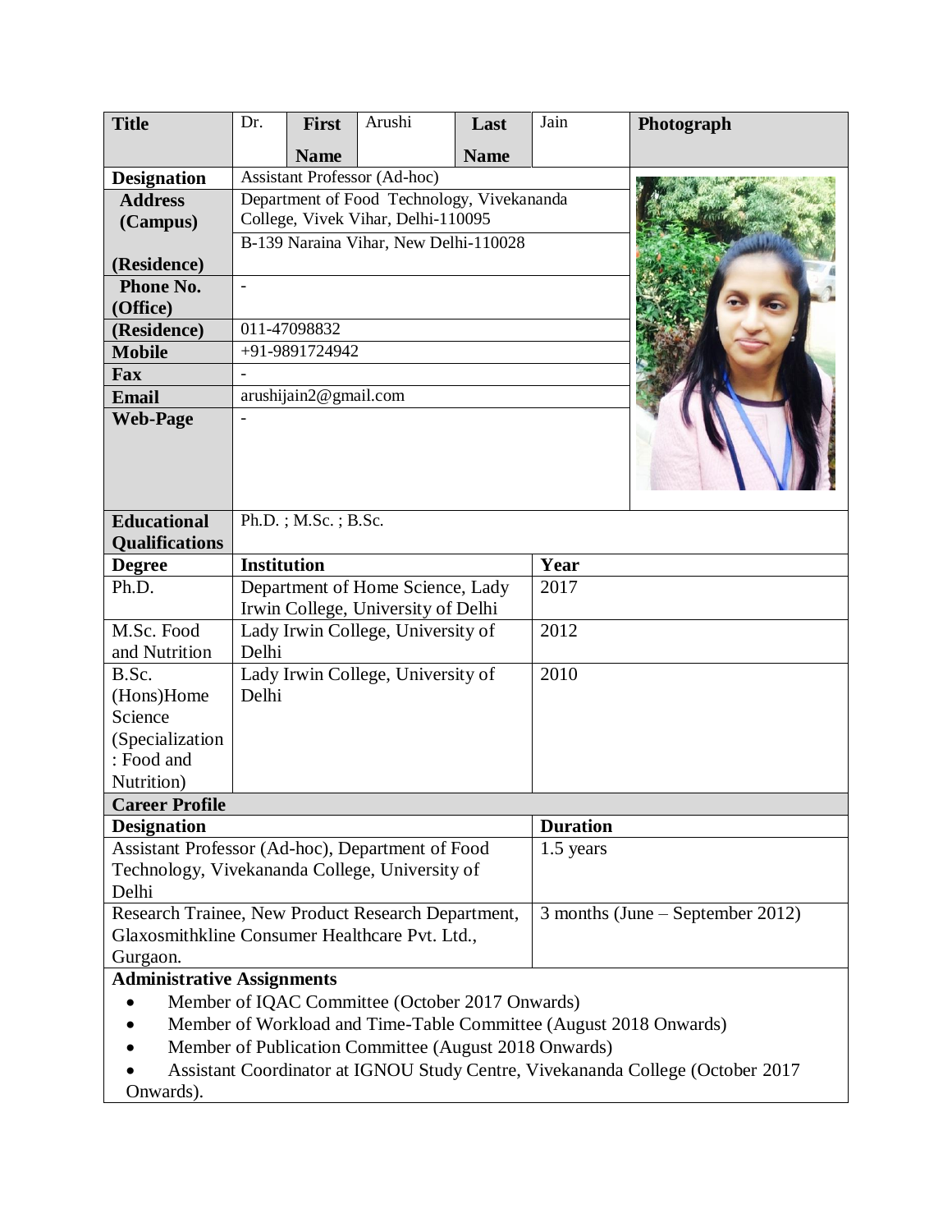| Title | Dr. | First Name | Arushi | Last Name | Jain | Photograph |
|---|---|---|---|---|---|---|
| Designation | Assistant Professor (Ad-hoc) | | | | | |
| Address (Campus) | Department of Food Technology, Vivekananda College, Vivek Vihar, Delhi-110095 | | | | | |
| (Residence) | B-139 Naraina Vihar, New Delhi-110028 | | | | | |
| Phone No. (Office) | - | | | | | |
| (Residence) | 011-47098832 | | | | | |
| Mobile | +91-9891724942 | | | | | |
| Fax | - | | | | | |
| Email | arushijain2@gmail.com | | | | | |
| Web-Page | - | | | | | |

| Educational Qualifications | Ph.D. ; M.Sc. ; B.Sc. | |
|---|---|---|
| **Degree** | **Institution** | **Year** |
| Ph.D. | Department of Home Science, Lady Irwin College, University of Delhi | 2017 |
| M.Sc. Food and Nutrition | Lady Irwin College, University of Delhi | 2012 |
| B.Sc. (Hons)Home Science (Specialization : Food and Nutrition) | Lady Irwin College, University of Delhi | 2010 |

**Career Profile**

| Designation | Duration |
|---|---|
| Assistant Professor (Ad-hoc), Department of Food Technology, Vivekananda College, University of Delhi | 1.5 years |
| Research Trainee, New Product Research Department, Glaxosmithkline Consumer Healthcare Pvt. Ltd., Gurgaon. | 3 months (June – September 2012) |

**Administrative Assignments**

- Member of IQAC Committee (October 2017 Onwards)
- Member of Workload and Time-Table Committee (August 2018 Onwards)
- Member of Publication Committee (August 2018 Onwards)
- Assistant Coordinator at IGNOU Study Centre, Vivekananda College (October 2017 Onwards).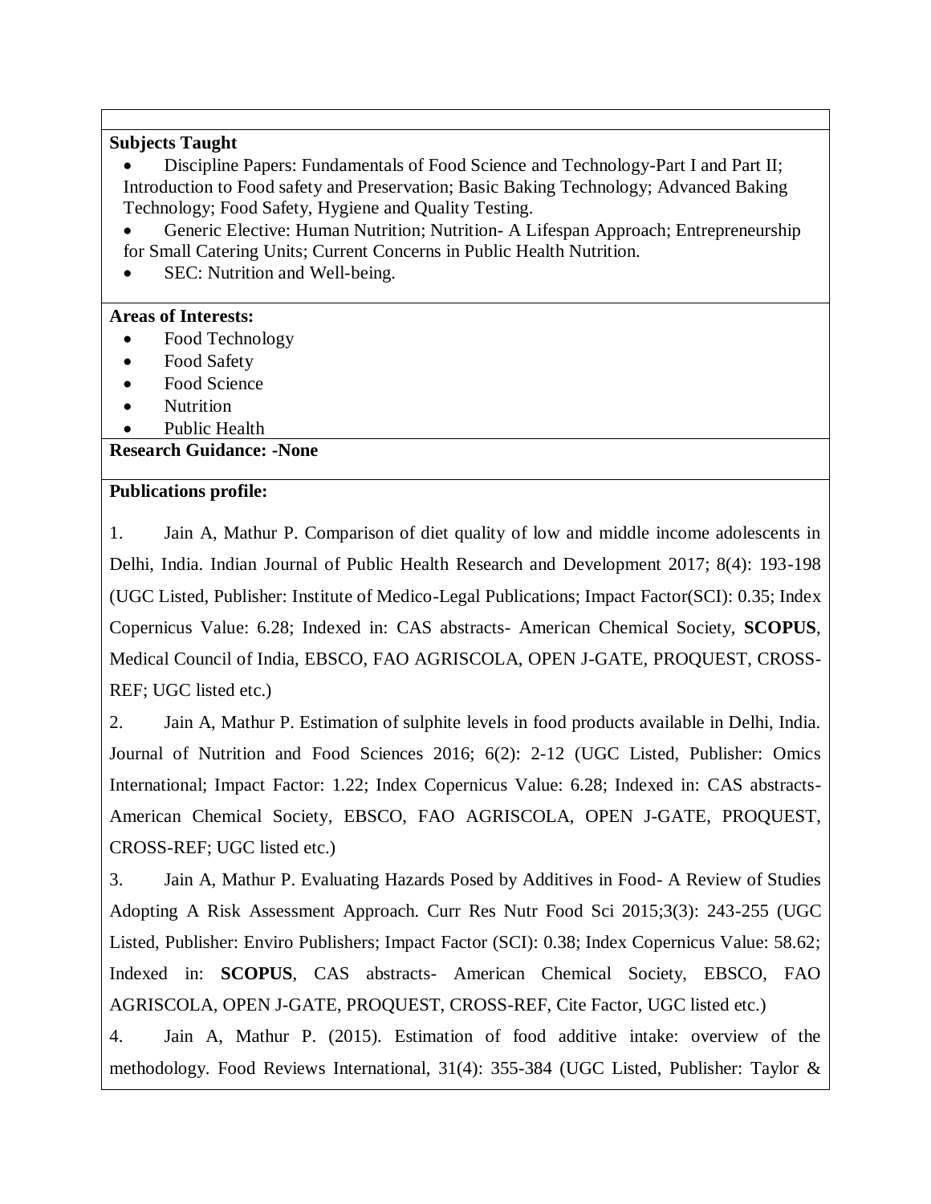**Subjects Taught**

- Discipline Papers: Fundamentals of Food Science and Technology-Part I and Part II; Introduction to Food safety and Preservation; Basic Baking Technology; Advanced Baking Technology; Food Safety, Hygiene and Quality Testing.
- Generic Elective: Human Nutrition; Nutrition- A Lifespan Approach; Entrepreneurship for Small Catering Units; Current Concerns in Public Health Nutrition.
- SEC: Nutrition and Well-being.

**Areas of Interests:**

- Food Technology
- Food Safety
- Food Science
- Nutrition
- Public Health

**Research Guidance: -None**

**Publications profile:**

1. Jain A, Mathur P. Comparison of diet quality of low and middle income adolescents in Delhi, India. Indian Journal of Public Health Research and Development 2017; 8(4): 193-198 (UGC Listed, Publisher: Institute of Medico-Legal Publications; Impact Factor(SCI): 0.35; Index Copernicus Value: 6.28; Indexed in: CAS abstracts- American Chemical Society, **SCOPUS**, Medical Council of India, EBSCO, FAO AGRISCOLA, OPEN J-GATE, PROQUEST, CROSS-REF; UGC listed etc.)

2. Jain A, Mathur P. Estimation of sulphite levels in food products available in Delhi, India. Journal of Nutrition and Food Sciences 2016; 6(2): 2-12 (UGC Listed, Publisher: Omics International; Impact Factor: 1.22; Index Copernicus Value: 6.28; Indexed in: CAS abstracts- American Chemical Society, EBSCO, FAO AGRISCOLA, OPEN J-GATE, PROQUEST, CROSS-REF; UGC listed etc.)

3. Jain A, Mathur P. Evaluating Hazards Posed by Additives in Food- A Review of Studies Adopting A Risk Assessment Approach. Curr Res Nutr Food Sci 2015;3(3): 243-255 (UGC Listed, Publisher: Enviro Publishers; Impact Factor (SCI): 0.38; Index Copernicus Value: 58.62; Indexed in: **SCOPUS**, CAS abstracts- American Chemical Society, EBSCO, FAO AGRISCOLA, OPEN J-GATE, PROQUEST, CROSS-REF, Cite Factor, UGC listed etc.)

4. Jain A, Mathur P. (2015). Estimation of food additive intake: overview of the methodology. Food Reviews International, 31(4): 355-384 (UGC Listed, Publisher: Taylor &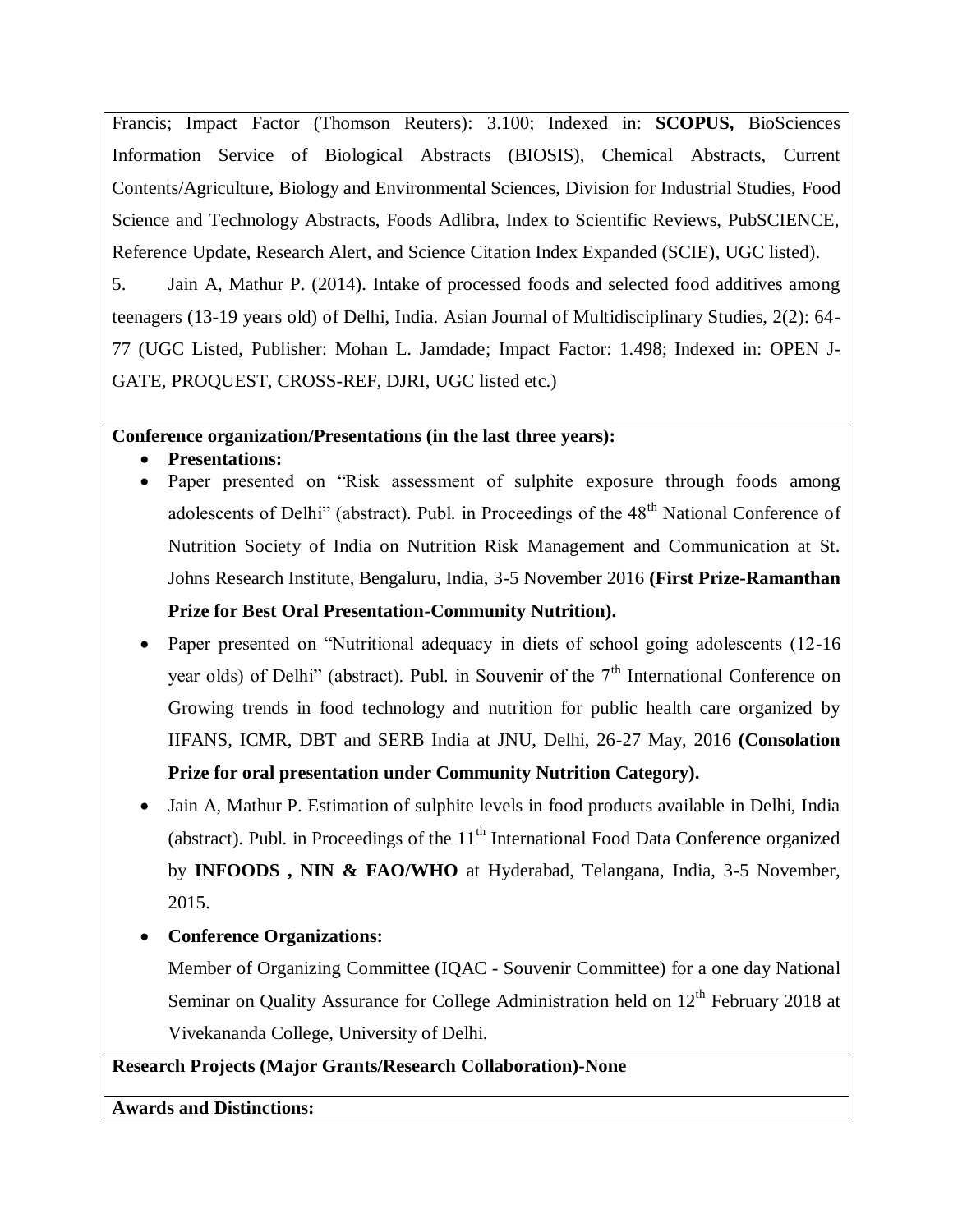Francis; Impact Factor (Thomson Reuters): 3.100; Indexed in: **SCOPUS,** BioSciences Information Service of Biological Abstracts (BIOSIS), Chemical Abstracts, Current Contents/Agriculture, Biology and Environmental Sciences, Division for Industrial Studies, Food Science and Technology Abstracts, Foods Adlibra, Index to Scientific Reviews, PubSCIENCE, Reference Update, Research Alert, and Science Citation Index Expanded (SCIE), UGC listed).

5. Jain A, Mathur P. (2014). Intake of processed foods and selected food additives among teenagers (13-19 years old) of Delhi, India. Asian Journal of Multidisciplinary Studies, 2(2): 64-77 (UGC Listed, Publisher: Mohan L. Jamdade; Impact Factor: 1.498; Indexed in: OPEN J-GATE, PROQUEST, CROSS-REF, DJRI, UGC listed etc.)

**Conference organization/Presentations (in the last three years):**

- **Presentations:**
- Paper presented on "Risk assessment of sulphite exposure through foods among adolescents of Delhi" (abstract). Publ. in Proceedings of the 48th National Conference of Nutrition Society of India on Nutrition Risk Management and Communication at St. Johns Research Institute, Bengaluru, India, 3-5 November 2016 **(First Prize-Ramanthan Prize for Best Oral Presentation-Community Nutrition).**
- Paper presented on "Nutritional adequacy in diets of school going adolescents (12-16 year olds) of Delhi" (abstract). Publ. in Souvenir of the 7th International Conference on Growing trends in food technology and nutrition for public health care organized by IIFANS, ICMR, DBT and SERB India at JNU, Delhi, 26-27 May, 2016 **(Consolation Prize for oral presentation under Community Nutrition Category).**
- Jain A, Mathur P. Estimation of sulphite levels in food products available in Delhi, India (abstract). Publ. in Proceedings of the 11th International Food Data Conference organized by **INFOODS , NIN & FAO/WHO** at Hyderabad, Telangana, India, 3-5 November, 2015.
- **Conference Organizations:**

  Member of Organizing Committee (IQAC - Souvenir Committee) for a one day National Seminar on Quality Assurance for College Administration held on 12th February 2018 at Vivekananda College, University of Delhi.

**Research Projects (Major Grants/Research Collaboration)-None**

**Awards and Distinctions:**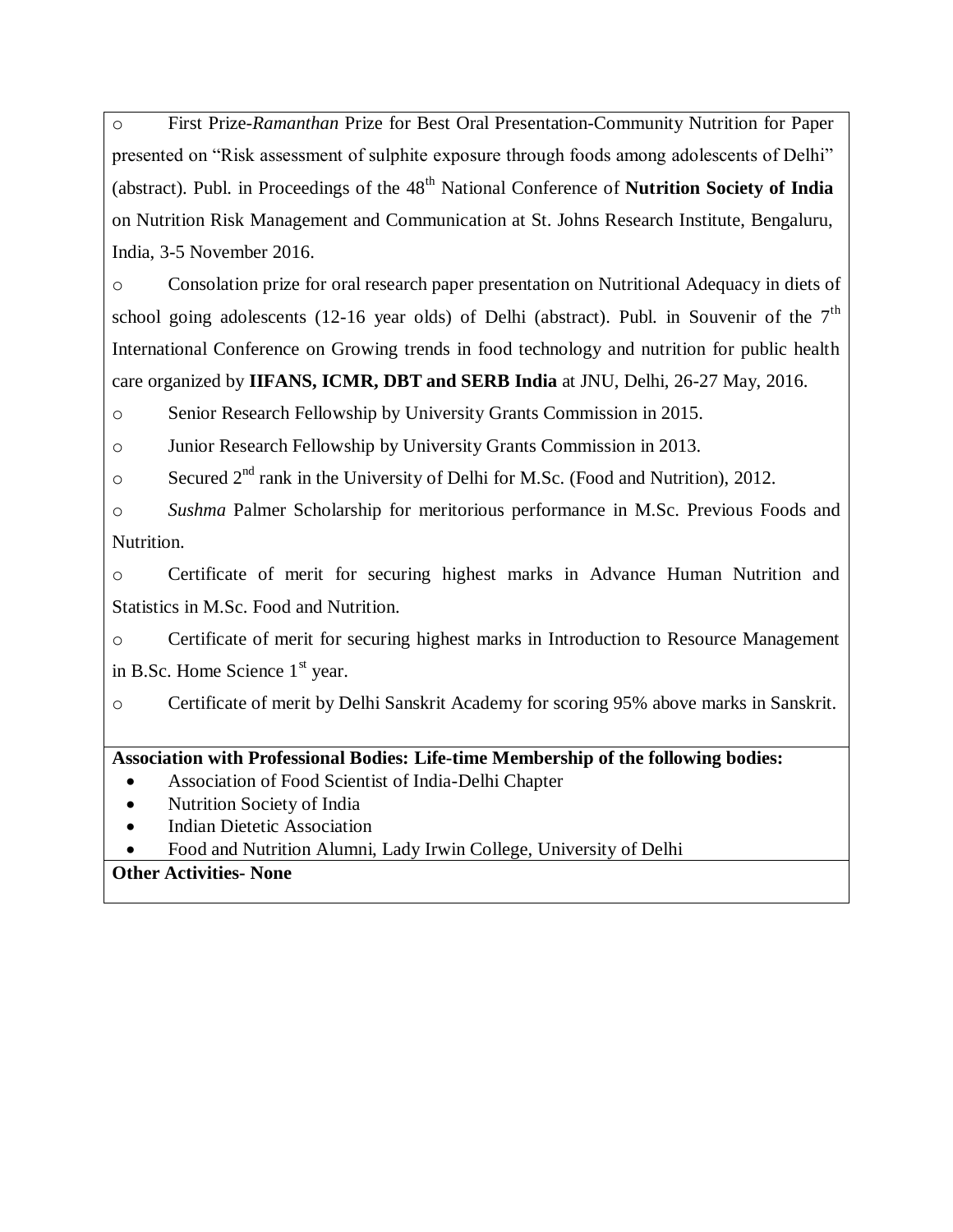- First Prize-*Ramanthan* Prize for Best Oral Presentation-Community Nutrition for Paper presented on "Risk assessment of sulphite exposure through foods among adolescents of Delhi" (abstract). Publ. in Proceedings of the 48th National Conference of **Nutrition Society of India** on Nutrition Risk Management and Communication at St. Johns Research Institute, Bengaluru, India, 3-5 November 2016.
- Consolation prize for oral research paper presentation on Nutritional Adequacy in diets of school going adolescents (12-16 year olds) of Delhi (abstract). Publ. in Souvenir of the 7th International Conference on Growing trends in food technology and nutrition for public health care organized by **IIFANS, ICMR, DBT and SERB India** at JNU, Delhi, 26-27 May, 2016.
- Senior Research Fellowship by University Grants Commission in 2015.
- Junior Research Fellowship by University Grants Commission in 2013.
- Secured 2nd rank in the University of Delhi for M.Sc. (Food and Nutrition), 2012.
- *Sushma* Palmer Scholarship for meritorious performance in M.Sc. Previous Foods and Nutrition.
- Certificate of merit for securing highest marks in Advance Human Nutrition and Statistics in M.Sc. Food and Nutrition.
- Certificate of merit for securing highest marks in Introduction to Resource Management in B.Sc. Home Science 1st year.
- Certificate of merit by Delhi Sanskrit Academy for scoring 95% above marks in Sanskrit.

**Association with Professional Bodies: Life-time Membership of the following bodies:**

- Association of Food Scientist of India-Delhi Chapter
- Nutrition Society of India
- Indian Dietetic Association
- Food and Nutrition Alumni, Lady Irwin College, University of Delhi

**Other Activities- None**